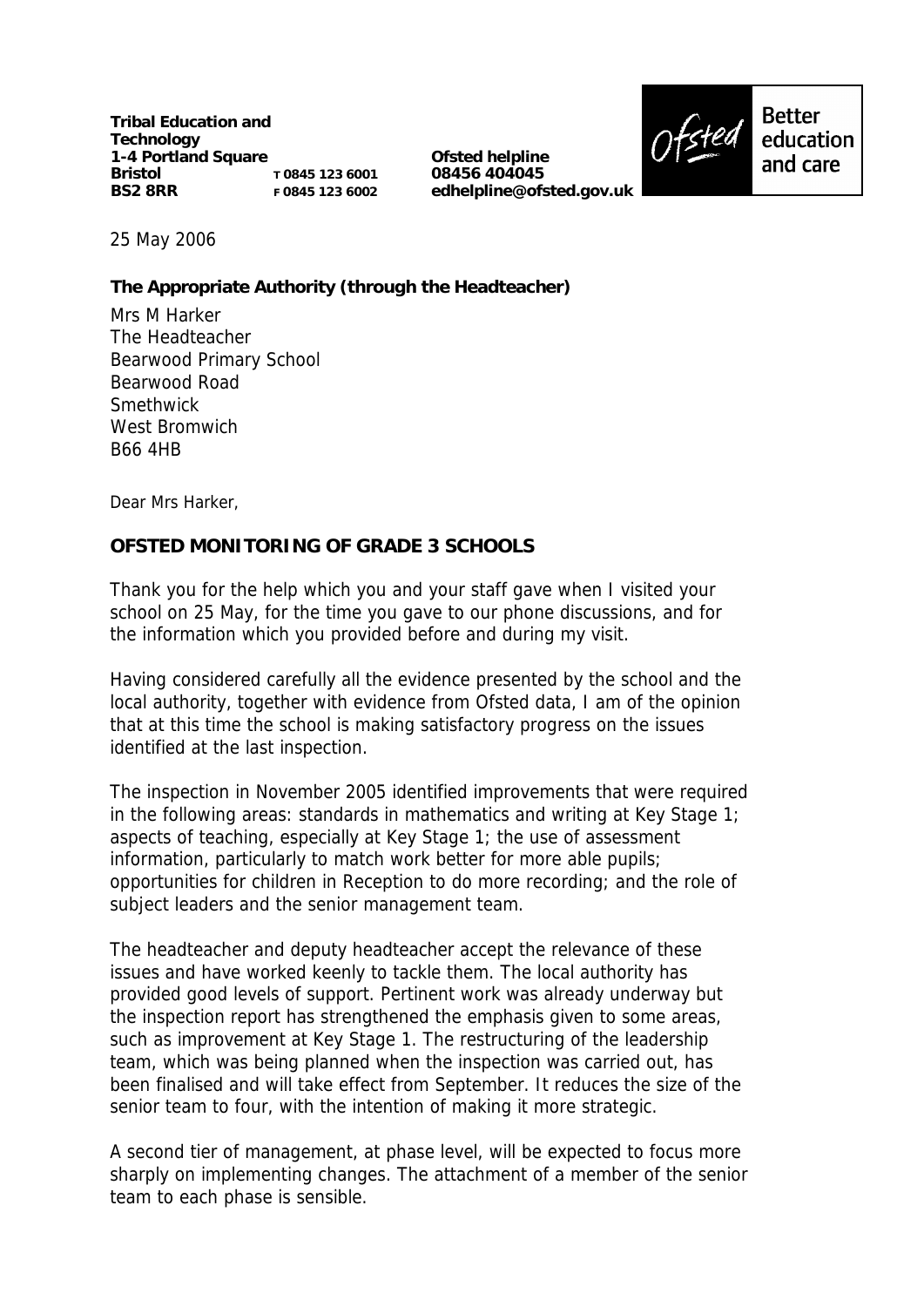**Tribal Education and Technology**
**1-4 Portland Square**
**Bristol** T 0845 123 6001
**BS2 8RR** F 0845 123 6002

**Ofsted helpline**
**08456 404045**
**edhelpline@ofsted.gov.uk**

Better education and care

25 May 2006

**The Appropriate Authority (through the Headteacher)**

Mrs M Harker
The Headteacher
Bearwood Primary School
Bearwood Road
Smethwick
West Bromwich
B66 4HB

Dear Mrs Harker,

**OFSTED MONITORING OF GRADE 3 SCHOOLS**

Thank you for the help which you and your staff gave when I visited your school on 25 May, for the time you gave to our phone discussions, and for the information which you provided before and during my visit.

Having considered carefully all the evidence presented by the school and the local authority, together with evidence from Ofsted data, I am of the opinion that at this time the school is making satisfactory progress on the issues identified at the last inspection.

The inspection in November 2005 identified improvements that were required in the following areas: standards in mathematics and writing at Key Stage 1; aspects of teaching, especially at Key Stage 1; the use of assessment information, particularly to match work better for more able pupils; opportunities for children in Reception to do more recording; and the role of subject leaders and the senior management team.

The headteacher and deputy headteacher accept the relevance of these issues and have worked keenly to tackle them. The local authority has provided good levels of support. Pertinent work was already underway but the inspection report has strengthened the emphasis given to some areas, such as improvement at Key Stage 1. The restructuring of the leadership team, which was being planned when the inspection was carried out, has been finalised and will take effect from September. It reduces the size of the senior team to four, with the intention of making it more strategic.

A second tier of management, at phase level, will be expected to focus more sharply on implementing changes. The attachment of a member of the senior team to each phase is sensible.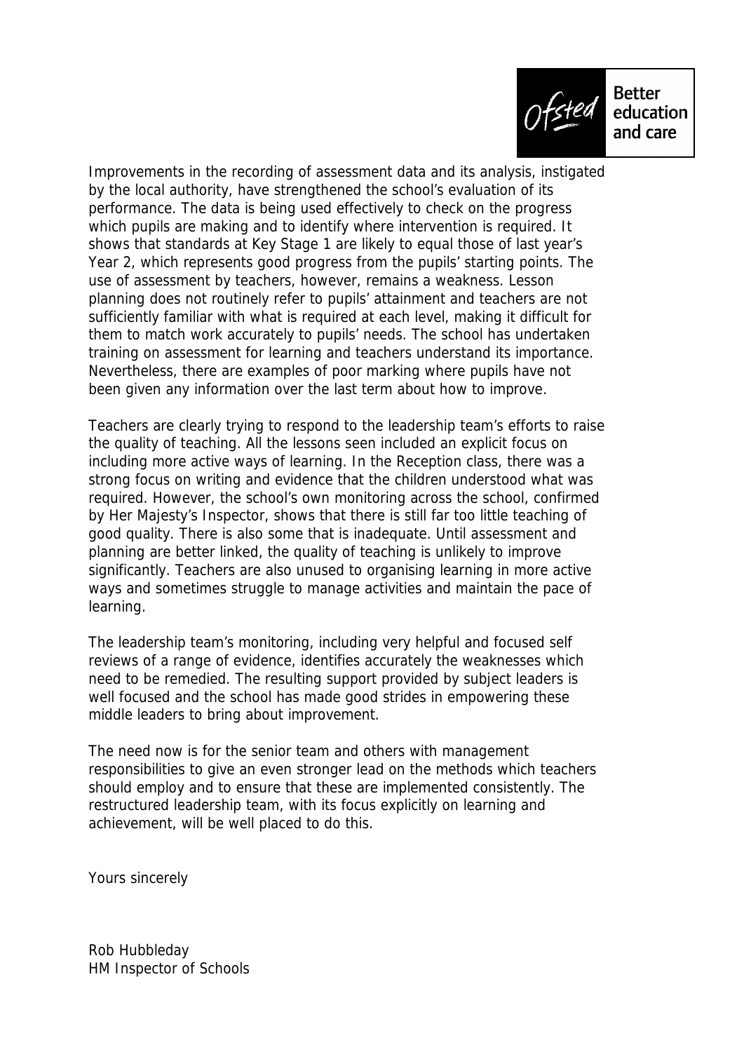Improvements in the recording of assessment data and its analysis, instigated by the local authority, have strengthened the school's evaluation of its performance. The data is being used effectively to check on the progress which pupils are making and to identify where intervention is required. It shows that standards at Key Stage 1 are likely to equal those of last year's Year 2, which represents good progress from the pupils' starting points. The use of assessment by teachers, however, remains a weakness. Lesson planning does not routinely refer to pupils' attainment and teachers are not sufficiently familiar with what is required at each level, making it difficult for them to match work accurately to pupils' needs. The school has undertaken training on assessment for learning and teachers understand its importance. Nevertheless, there are examples of poor marking where pupils have not been given any information over the last term about how to improve.

Teachers are clearly trying to respond to the leadership team's efforts to raise the quality of teaching. All the lessons seen included an explicit focus on including more active ways of learning. In the Reception class, there was a strong focus on writing and evidence that the children understood what was required. However, the school's own monitoring across the school, confirmed by Her Majesty's Inspector, shows that there is still far too little teaching of good quality. There is also some that is inadequate. Until assessment and planning are better linked, the quality of teaching is unlikely to improve significantly. Teachers are also unused to organising learning in more active ways and sometimes struggle to manage activities and maintain the pace of learning.

The leadership team's monitoring, including very helpful and focused self reviews of a range of evidence, identifies accurately the weaknesses which need to be remedied. The resulting support provided by subject leaders is well focused and the school has made good strides in empowering these middle leaders to bring about improvement.

The need now is for the senior team and others with management responsibilities to give an even stronger lead on the methods which teachers should employ and to ensure that these are implemented consistently. The restructured leadership team, with its focus explicitly on learning and achievement, will be well placed to do this.

Yours sincerely

Rob Hubbleday
HM Inspector of Schools